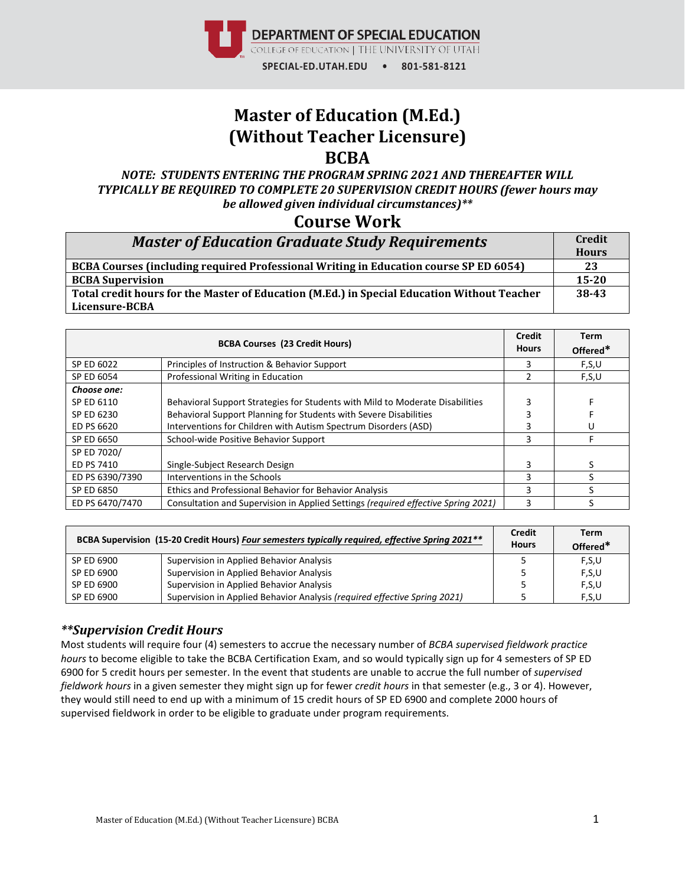DEPARTMENT OF SPECIAL EDUCATION
COLLEGE OF EDUCATION | THE UNIVERSITY OF UTAH
SPECIAL-ED.UTAH.EDU • 801-581-8121

# Master of Education (M.Ed.) (Without Teacher Licensure) BCBA

***NOTE: STUDENTS ENTERING THE PROGRAM SPRING 2021 AND THEREAFTER WILL TYPICALLY BE REQUIRED TO COMPLETE 20 SUPERVISION CREDIT HOURS (fewer hours may be allowed given individual circumstances)\*\****

## Course Work

| *Master of Education Graduate Study Requirements* | Credit Hours |
|---|---|
| **BCBA Courses (including required Professional Writing in Education course SP ED 6054)** | **23** |
| **BCBA Supervision** | **15-20** |
| **Total credit hours for the Master of Education (M.Ed.) in Special Education Without Teacher Licensure-BCBA** | **38-43** |

| **BCBA Courses (23 Credit Hours)** | | Credit Hours | Term Offered* |
|---|---|---|---|
| SP ED 6022 | Principles of Instruction & Behavior Support | 3 | F,S,U |
| SP ED 6054 | Professional Writing in Education | 2 | F,S,U |
| ***Choose one:*** | | | |
| SP ED 6110 | Behavioral Support Strategies for Students with Mild to Moderate Disabilities | 3 | F |
| SP ED 6230 | Behavioral Support Planning for Students with Severe Disabilities | 3 | F |
| ED PS 6620 | Interventions for Children with Autism Spectrum Disorders (ASD) | 3 | U |
| SP ED 6650 | School-wide Positive Behavior Support | 3 | F |
| SP ED 7020/ ED PS 7410 | Single-Subject Research Design | 3 | S |
| ED PS 6390/7390 | Interventions in the Schools | 3 | S |
| SP ED 6850 | Ethics and Professional Behavior for Behavior Analysis | 3 | S |
| ED PS 6470/7470 | Consultation and Supervision in Applied Settings *(required effective Spring 2021)* | 3 | S |

| **BCBA Supervision (15-20 Credit Hours)** ***Four semesters typically required, effective Spring 2021\*\**** | | Credit Hours | Term Offered* |
|---|---|---|---|
| SP ED 6900 | Supervision in Applied Behavior Analysis | 5 | F,S,U |
| SP ED 6900 | Supervision in Applied Behavior Analysis | 5 | F,S,U |
| SP ED 6900 | Supervision in Applied Behavior Analysis | 5 | F,S,U |
| SP ED 6900 | Supervision in Applied Behavior Analysis *(required effective Spring 2021)* | 5 | F,S,U |

### *\*\*Supervision Credit Hours*

Most students will require four (4) semesters to accrue the necessary number of *BCBA supervised fieldwork practice hours* to become eligible to take the BCBA Certification Exam, and so would typically sign up for 4 semesters of SP ED 6900 for 5 credit hours per semester. In the event that students are unable to accrue the full number of *supervised fieldwork hours* in a given semester they might sign up for fewer *credit hours* in that semester (e.g., 3 or 4). However, they would still need to end up with a minimum of 15 credit hours of SP ED 6900 and complete 2000 hours of supervised fieldwork in order to be eligible to graduate under program requirements.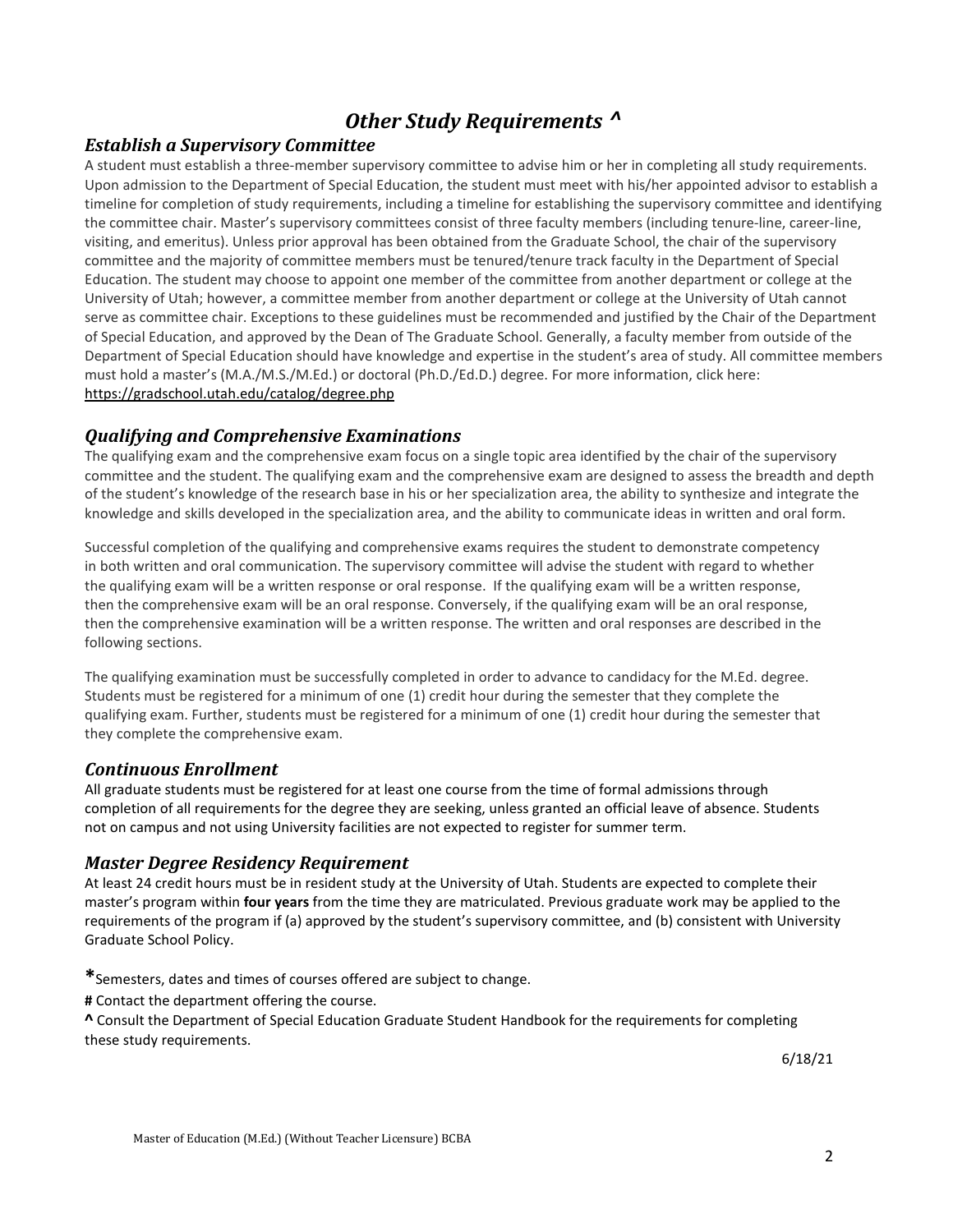# *Other Study Requirements ^*

## *Establish a Supervisory Committee*

A student must establish a three-member supervisory committee to advise him or her in completing all study requirements. Upon admission to the Department of Special Education, the student must meet with his/her appointed advisor to establish a timeline for completion of study requirements, including a timeline for establishing the supervisory committee and identifying the committee chair. Master's supervisory committees consist of three faculty members (including tenure-line, career-line, visiting, and emeritus). Unless prior approval has been obtained from the Graduate School, the chair of the supervisory committee and the majority of committee members must be tenured/tenure track faculty in the Department of Special Education. The student may choose to appoint one member of the committee from another department or college at the University of Utah; however, a committee member from another department or college at the University of Utah cannot serve as committee chair. Exceptions to these guidelines must be recommended and justified by the Chair of the Department of Special Education, and approved by the Dean of The Graduate School. Generally, a faculty member from outside of the Department of Special Education should have knowledge and expertise in the student's area of study. All committee members must hold a master's (M.A./M.S./M.Ed.) or doctoral (Ph.D./Ed.D.) degree. For more information, click here: https://gradschool.utah.edu/catalog/degree.php

## *Qualifying and Comprehensive Examinations*

The qualifying exam and the comprehensive exam focus on a single topic area identified by the chair of the supervisory committee and the student. The qualifying exam and the comprehensive exam are designed to assess the breadth and depth of the student's knowledge of the research base in his or her specialization area, the ability to synthesize and integrate the knowledge and skills developed in the specialization area, and the ability to communicate ideas in written and oral form.

Successful completion of the qualifying and comprehensive exams requires the student to demonstrate competency in both written and oral communication. The supervisory committee will advise the student with regard to whether the qualifying exam will be a written response or oral response. If the qualifying exam will be a written response, then the comprehensive exam will be an oral response. Conversely, if the qualifying exam will be an oral response, then the comprehensive examination will be a written response. The written and oral responses are described in the following sections.

The qualifying examination must be successfully completed in order to advance to candidacy for the M.Ed. degree. Students must be registered for a minimum of one (1) credit hour during the semester that they complete the qualifying exam. Further, students must be registered for a minimum of one (1) credit hour during the semester that they complete the comprehensive exam.

## *Continuous Enrollment*

All graduate students must be registered for at least one course from the time of formal admissions through completion of all requirements for the degree they are seeking, unless granted an official leave of absence. Students not on campus and not using University facilities are not expected to register for summer term.

## *Master Degree Residency Requirement*

At least 24 credit hours must be in resident study at the University of Utah. Students are expected to complete their master's program within **four years** from the time they are matriculated. Previous graduate work may be applied to the requirements of the program if (a) approved by the student's supervisory committee, and (b) consistent with University Graduate School Policy.

**\***Semesters, dates and times of courses offered are subject to change.

**#** Contact the department offering the course.

**^** Consult the Department of Special Education Graduate Student Handbook for the requirements for completing these study requirements.

6/18/21

Master of Education (M.Ed.) (Without Teacher Licensure) BCBA